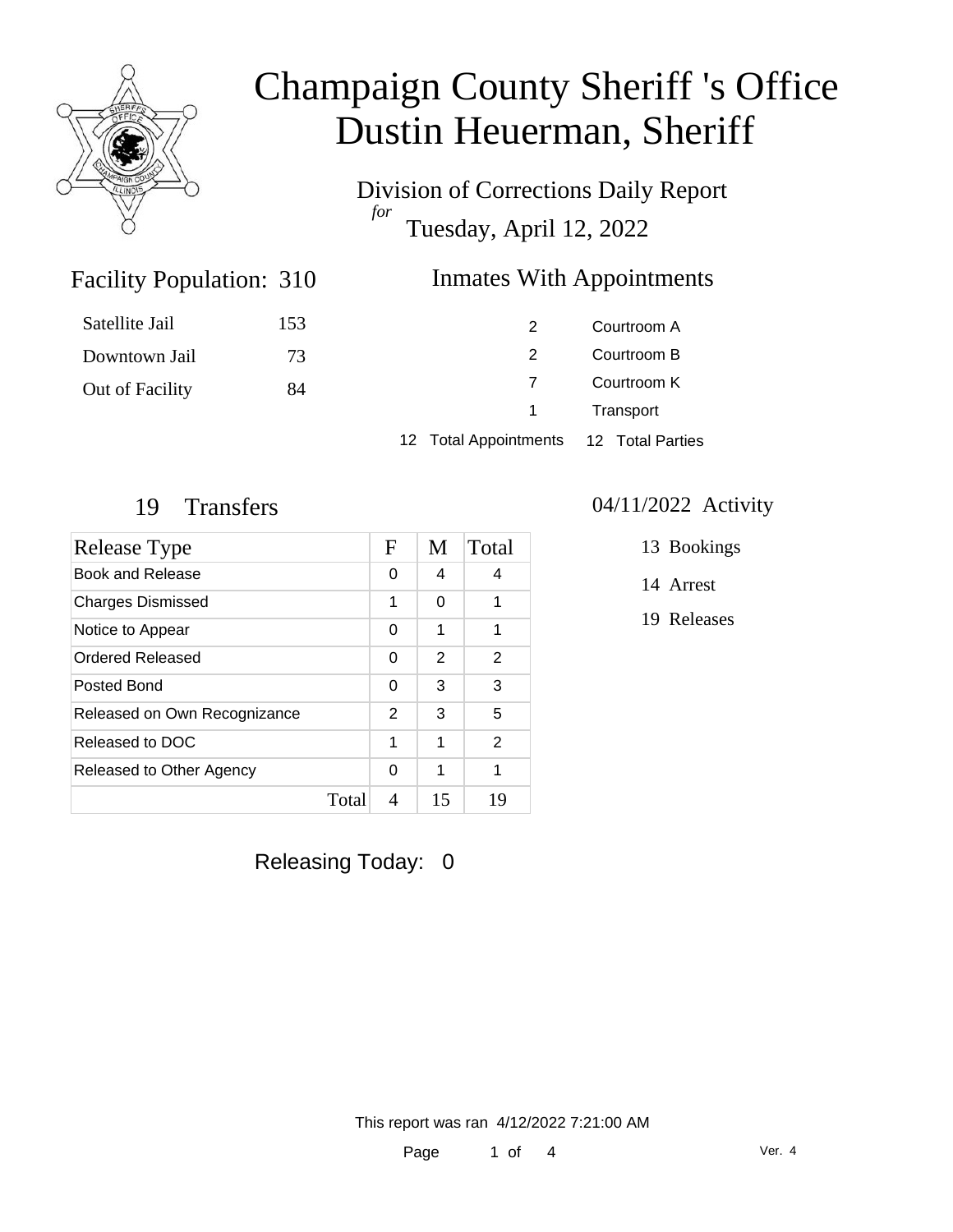# Champaign County Sheriff 's Office
# Dustin Heuerman, Sheriff

Division of Corrections Daily Report

*for*

Tuesday, April 12, 2022

## Facility Population: 310

| | |
|---|---|
| Satellite Jail | 153 |
| Downtown Jail | 73 |
| Out of Facility | 84 |

## Inmates With Appointments

| | |
|---|---|
| 2 | Courtroom A |
| 2 | Courtroom B |
| 7 | Courtroom K |
| 1 | Transport |
| 12 Total Appointments | 12 Total Parties |

## 19 Transfers

| Release Type | F | M | Total |
|---|---|---|---|
| Book and Release | 0 | 4 | 4 |
| Charges Dismissed | 1 | 0 | 1 |
| Notice to Appear | 0 | 1 | 1 |
| Ordered Released | 0 | 2 | 2 |
| Posted Bond | 0 | 3 | 3 |
| Released on Own Recognizance | 2 | 3 | 5 |
| Released to DOC | 1 | 1 | 2 |
| Released to Other Agency | 0 | 1 | 1 |
| Total | 4 | 15 | 19 |

## 04/11/2022 Activity

- 13 Bookings
- 14 Arrest
- 19 Releases

Releasing Today: 0

This report was ran 4/12/2022 7:21:00 AM

Ver. 4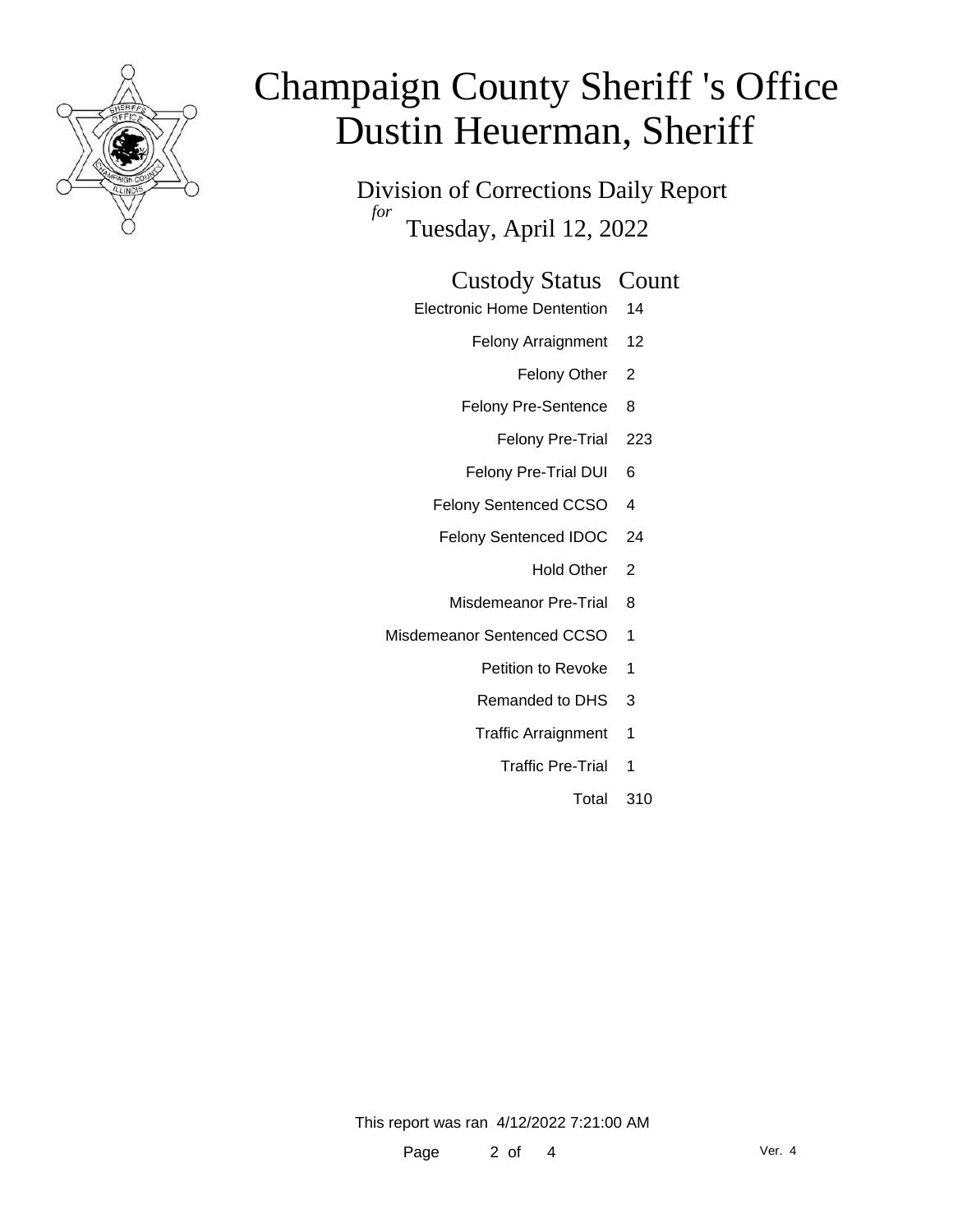# Champaign County Sheriff 's Office
# Dustin Heuerman, Sheriff

## Division of Corrections Daily Report

*for* Tuesday, April 12, 2022

| Custody Status | Count |
|---|---|
| Electronic Home Dentention | 14 |
| Felony Arraignment | 12 |
| Felony Other | 2 |
| Felony Pre-Sentence | 8 |
| Felony Pre-Trial | 223 |
| Felony Pre-Trial DUI | 6 |
| Felony Sentenced CCSO | 4 |
| Felony Sentenced IDOC | 24 |
| Hold Other | 2 |
| Misdemeanor Pre-Trial | 8 |
| Misdemeanor Sentenced CCSO | 1 |
| Petition to Revoke | 1 |
| Remanded to DHS | 3 |
| Traffic Arraignment | 1 |
| Traffic Pre-Trial | 1 |
| Total | 310 |

This report was ran 4/12/2022 7:21:00 AM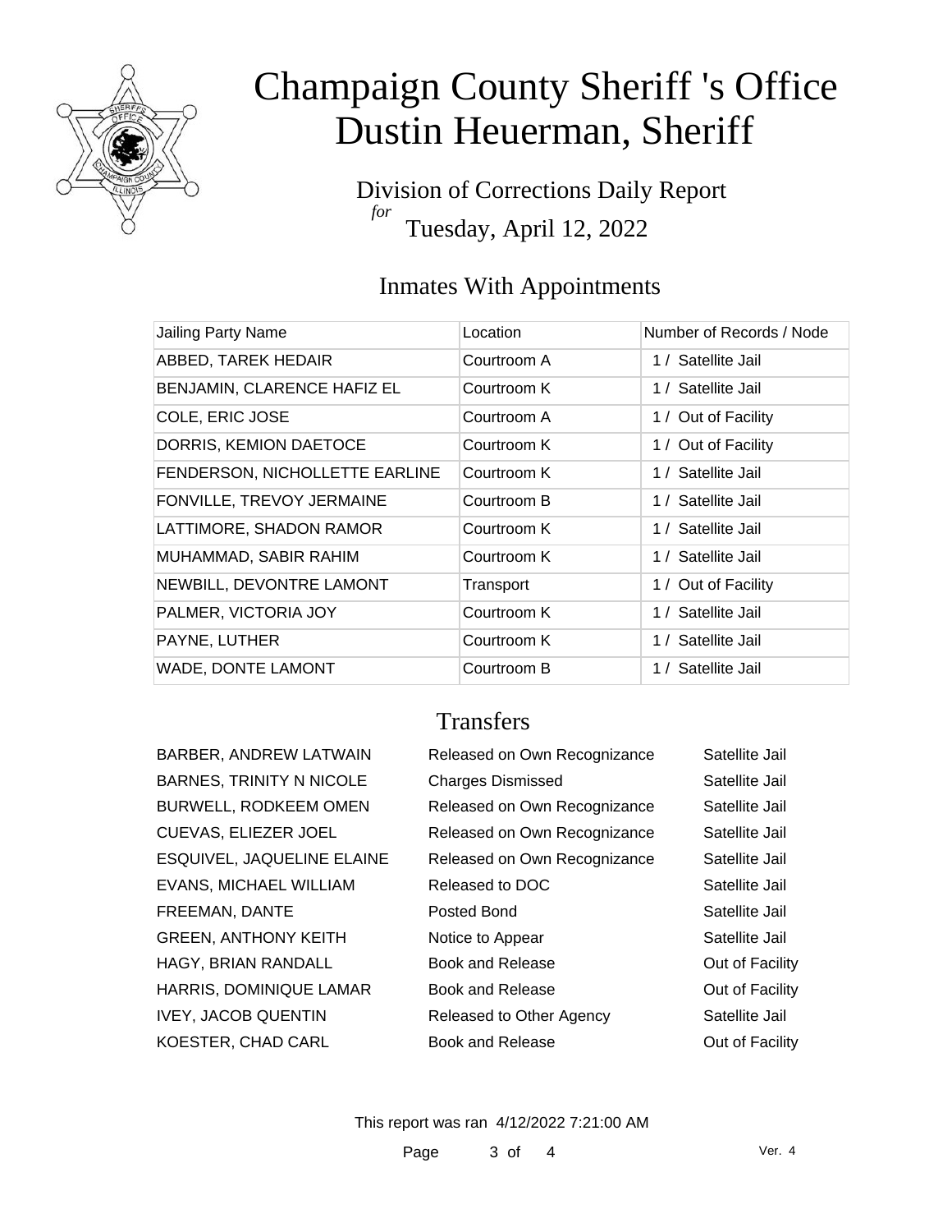# Champaign County Sheriff 's Office
# Dustin Heuerman, Sheriff

Division of Corrections Daily Report
*for*
Tuesday, April 12, 2022

## Inmates With Appointments

| Jailing Party Name | Location | Number of Records / Node |
|---|---|---|
| ABBED, TAREK HEDAIR | Courtroom A | 1 / Satellite Jail |
| BENJAMIN, CLARENCE HAFIZ EL | Courtroom K | 1 / Satellite Jail |
| COLE, ERIC JOSE | Courtroom A | 1 / Out of Facility |
| DORRIS, KEMION DAETOCE | Courtroom K | 1 / Out of Facility |
| FENDERSON, NICHOLLETTE EARLINE | Courtroom K | 1 / Satellite Jail |
| FONVILLE, TREVOY JERMAINE | Courtroom B | 1 / Satellite Jail |
| LATTIMORE, SHADON RAMOR | Courtroom K | 1 / Satellite Jail |
| MUHAMMAD, SABIR RAHIM | Courtroom K | 1 / Satellite Jail |
| NEWBILL, DEVONTRE LAMONT | Transport | 1 / Out of Facility |
| PALMER, VICTORIA JOY | Courtroom K | 1 / Satellite Jail |
| PAYNE, LUTHER | Courtroom K | 1 / Satellite Jail |
| WADE, DONTE LAMONT | Courtroom B | 1 / Satellite Jail |

## Transfers

| | | |
|---|---|---|
| BARBER, ANDREW LATWAIN | Released on Own Recognizance | Satellite Jail |
| BARNES, TRINITY N NICOLE | Charges Dismissed | Satellite Jail |
| BURWELL, RODKEEM OMEN | Released on Own Recognizance | Satellite Jail |
| CUEVAS, ELIEZER JOEL | Released on Own Recognizance | Satellite Jail |
| ESQUIVEL, JAQUELINE ELAINE | Released on Own Recognizance | Satellite Jail |
| EVANS, MICHAEL WILLIAM | Released to DOC | Satellite Jail |
| FREEMAN, DANTE | Posted Bond | Satellite Jail |
| GREEN, ANTHONY KEITH | Notice to Appear | Satellite Jail |
| HAGY, BRIAN RANDALL | Book and Release | Out of Facility |
| HARRIS, DOMINIQUE LAMAR | Book and Release | Out of Facility |
| IVEY, JACOB QUENTIN | Released to Other Agency | Satellite Jail |
| KOESTER, CHAD CARL | Book and Release | Out of Facility |

This report was ran 4/12/2022 7:21:00 AM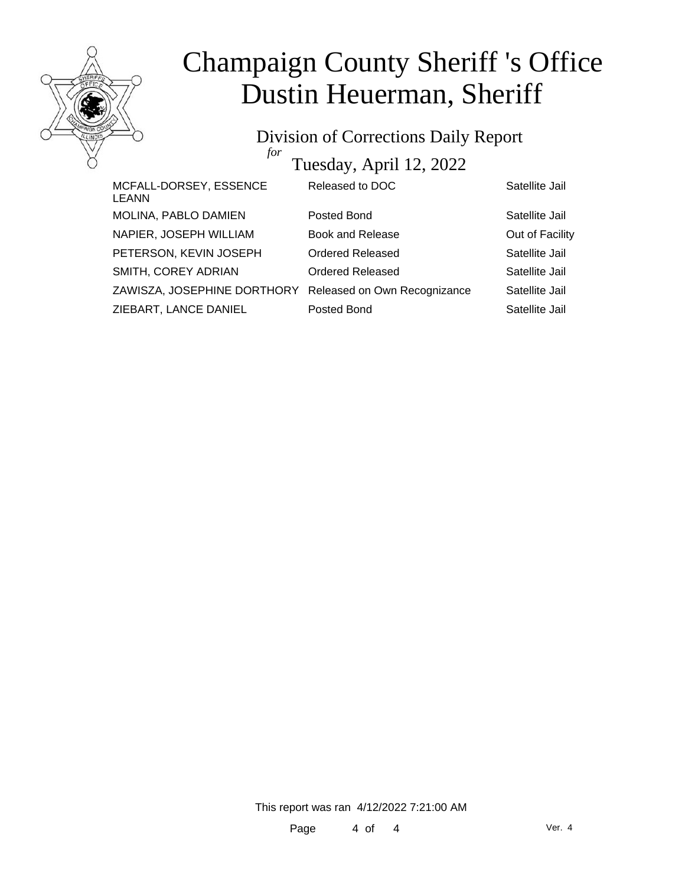# Champaign County Sheriff 's Office
# Dustin Heuerman, Sheriff

## Division of Corrections Daily Report

*for* Tuesday, April 12, 2022

| | | |
|---|---|---|
| MCFALL-DORSEY, ESSENCE LEANN | Released to DOC | Satellite Jail |
| MOLINA, PABLO DAMIEN | Posted Bond | Satellite Jail |
| NAPIER, JOSEPH WILLIAM | Book and Release | Out of Facility |
| PETERSON, KEVIN JOSEPH | Ordered Released | Satellite Jail |
| SMITH, COREY ADRIAN | Ordered Released | Satellite Jail |
| ZAWISZA, JOSEPHINE DORTHORY | Released on Own Recognizance | Satellite Jail |
| ZIEBART, LANCE DANIEL | Posted Bond | Satellite Jail |

This report was ran 4/12/2022 7:21:00 AM

Ver. 4